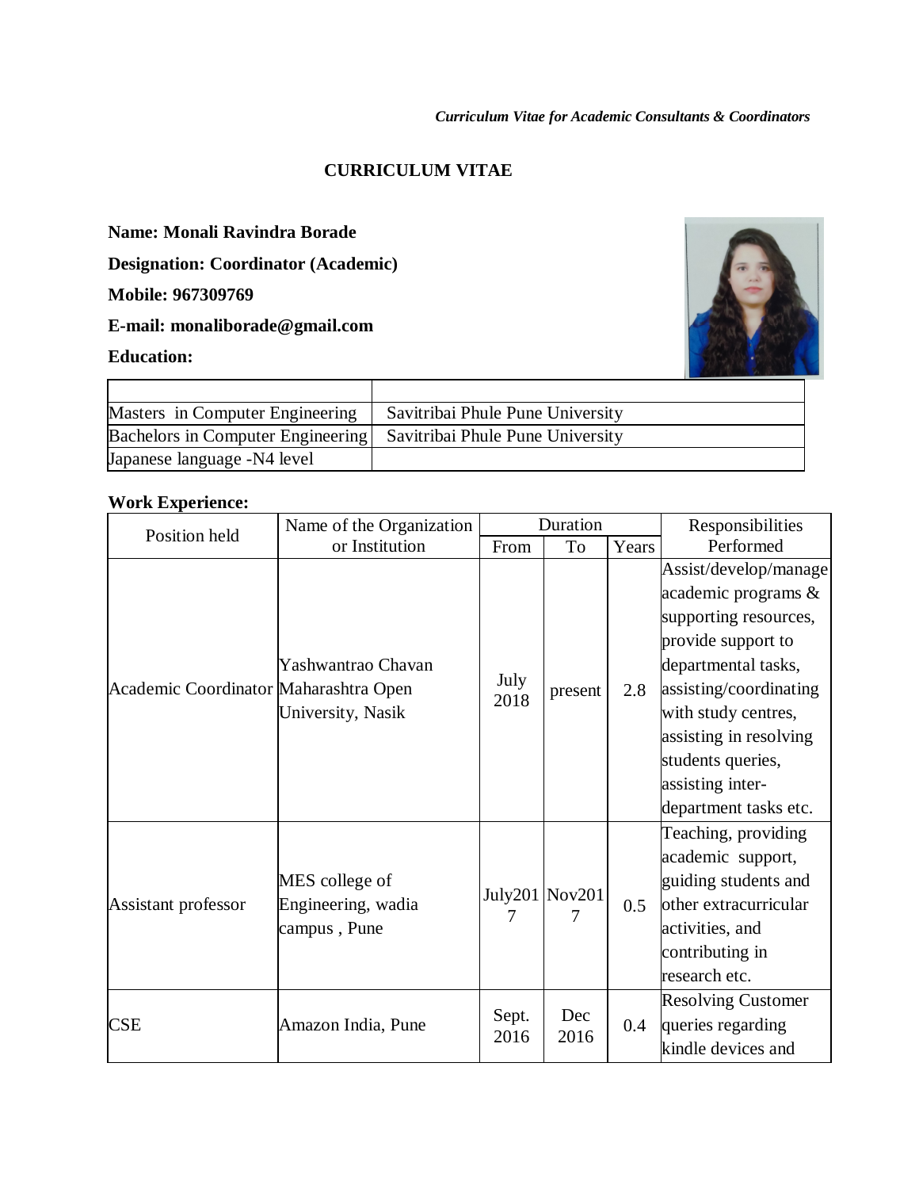*Curriculum Vitae for Academic Consultants & Coordinators*

## CURRICULUM VITAE

**Name: Monali Ravindra Borade**

**Designation: Coordinator (Academic)**

**Mobile: 967309769**

**E-mail: monaliborade@gmail.com**

**Education:**

| | |
|---|---|
| Masters in Computer Engineering | Savitribai Phule Pune University |
| Bachelors in Computer Engineering | Savitribai Phule Pune University |
| Japanese language -N4 level | |

**Work Experience:**

| Position held | Name of the Organization or Institution | Duration | | | Responsibilities Performed |
|---|---|---|---|---|---|
| | | From | To | Years | |
| Academic Coordinator | Yashwantrao Chavan Maharashtra Open University, Nasik | July 2018 | present | 2.8 | Assist/develop/manage academic programs & supporting resources, provide support to departmental tasks, assisting/coordinating with study centres, assisting in resolving students queries, assisting inter-department tasks etc. |
| Assistant professor | MES college of Engineering, wadia campus , Pune | July2017 | Nov2017 | 0.5 | Teaching, providing academic support, guiding students and other extracurricular activities, and contributing in research etc. |
| CSE | Amazon India, Pune | Sept. 2016 | Dec 2016 | 0.4 | Resolving Customer queries regarding kindle devices and |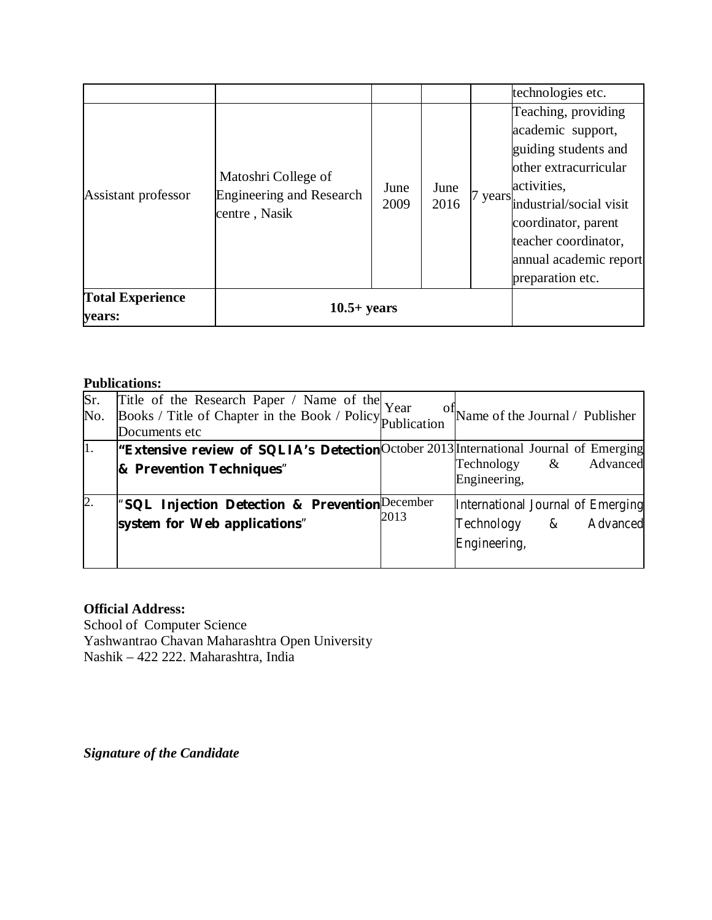| | | | | | |
|---|---|---|---|---|---|
| | | | | | technologies etc. |
| Assistant professor | Matoshri College of Engineering and Research centre , Nasik | June 2009 | June 2016 | 7 years | Teaching, providing academic support, guiding students and other extracurricular activities, industrial/social visit coordinator, parent teacher coordinator, annual academic report preparation etc. |
| **Total Experience years:** | **10.5+ years** | | | | |

**Publications:**

| Sr. No. | Title of the Research Paper / Name of the Books / Title of Chapter in the Book / Policy Documents etc | Year of Publication | Name of the Journal / Publisher |
|---|---|---|---|
| 1. | **"Extensive review of SQLIA's Detection & Prevention Techniques"** | October 2013 | International Journal of Emerging Technology & Advanced Engineering, |
| 2. | "**SQL Injection Detection & Prevention system for Web applications**" | December 2013 | International Journal of Emerging Technology & Advanced Engineering, |

**Official Address:**
School of Computer Science
Yashwantrao Chavan Maharashtra Open University
Nashik – 422 222. Maharashtra, India

***Signature of the Candidate***